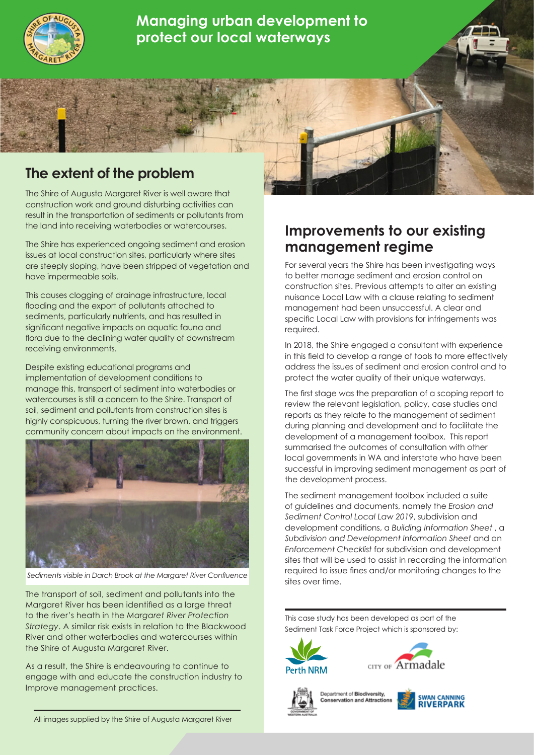# Managing urban development to protect our local waterways

## The extent of the problem

The Shire of Augusta Margaret River is well aware that construction work and ground disturbing activities can result in the transportation of sediments or pollutants from the land into receiving waterbodies or watercourses.

The Shire has experienced ongoing sediment and erosion issues at local construction sites, particularly where sites are steeply sloping, have been stripped of vegetation and have impermeable soils.

This causes clogging of drainage infrastructure, local flooding and the export of pollutants attached to sediments, particularly nutrients, and has resulted in significant negative impacts on aquatic fauna and flora due to the declining water quality of downstream receiving environments.

Despite existing educational programs and implementation of development conditions to manage this, transport of sediment into waterbodies or watercourses is still a concern to the Shire. Transport of soil, sediment and pollutants from construction sites is highly conspicuous, turning the river brown, and triggers community concern about impacts on the environment.

*Sediments visible in Darch Brook at the Margaret River Confluence*

The transport of soil, sediment and pollutants into the Margaret River has been identified as a large threat to the river's heath in the *Margaret River Protection Strategy*. A similar risk exists in relation to the Blackwood River and other waterbodies and watercourses within the Shire of Augusta Margaret River.

As a result, the Shire is endeavouring to continue to engage with and educate the construction industry to Improve management practices.

All images supplied by the Shire of Augusta Margaret River

## Improvements to our existing management regime

For several years the Shire has been investigating ways to better manage sediment and erosion control on construction sites. Previous attempts to alter an existing nuisance Local Law with a clause relating to sediment management had been unsuccessful. A clear and specific Local Law with provisions for infringements was required.

In 2018, the Shire engaged a consultant with experience in this field to develop a range of tools to more effectively address the issues of sediment and erosion control and to protect the water quality of their unique waterways.

The first stage was the preparation of a scoping report to review the relevant legislation, policy, case studies and reports as they relate to the management of sediment during planning and development and to facilitate the development of a management toolbox. This report summarised the outcomes of consultation with other local governments in WA and interstate who have been successful in improving sediment management as part of the development process.

The sediment management toolbox included a suite of guidelines and documents, namely the *Erosion and Sediment Control Local Law 2019*, subdivision and development conditions, a *Building Information Sheet* , a *Subdivision and Development Information Sheet* and an *Enforcement Checklist* for subdivision and development sites that will be used to assist in recording the information required to issue fines and/or monitoring changes to the sites over time.

This case study has been developed as part of the Sediment Task Force Project which is sponsored by:

Perth NRM · City of Armadale · Department of Biodiversity, Conservation and Attractions · Swan Canning Riverpark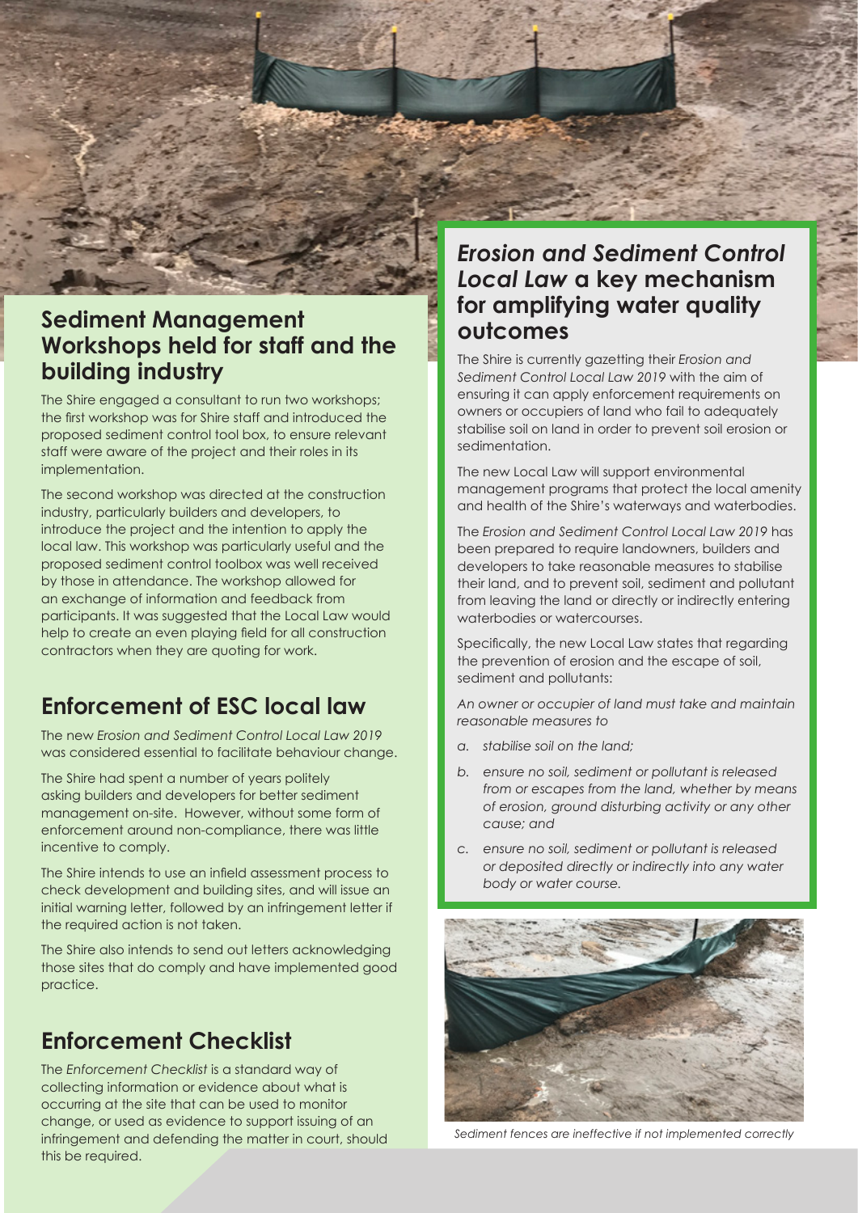## Sediment Management Workshops held for staff and the building industry

The Shire engaged a consultant to run two workshops; the first workshop was for Shire staff and introduced the proposed sediment control tool box, to ensure relevant staff were aware of the project and their roles in its implementation.

The second workshop was directed at the construction industry, particularly builders and developers, to introduce the project and the intention to apply the local law. This workshop was particularly useful and the proposed sediment control toolbox was well received by those in attendance. The workshop allowed for an exchange of information and feedback from participants. It was suggested that the Local Law would help to create an even playing field for all construction contractors when they are quoting for work.

## Enforcement of ESC local law

The new *Erosion and Sediment Control Local Law 2019* was considered essential to facilitate behaviour change.

The Shire had spent a number of years politely asking builders and developers for better sediment management on-site. However, without some form of enforcement around non-compliance, there was little incentive to comply.

The Shire intends to use an infield assessment process to check development and building sites, and will issue an initial warning letter, followed by an infringement letter if the required action is not taken.

The Shire also intends to send out letters acknowledging those sites that do comply and have implemented good practice.

## Enforcement Checklist

The *Enforcement Checklist* is a standard way of collecting information or evidence about what is occurring at the site that can be used to monitor change, or used as evidence to support issuing of an infringement and defending the matter in court, should this be required.

## *Erosion and Sediment Control Local Law* a key mechanism for amplifying water quality outcomes

The Shire is currently gazetting their *Erosion and Sediment Control Local Law 2019* with the aim of ensuring it can apply enforcement requirements on owners or occupiers of land who fail to adequately stabilise soil on land in order to prevent soil erosion or sedimentation.

The new Local Law will support environmental management programs that protect the local amenity and health of the Shire's waterways and waterbodies.

The *Erosion and Sediment Control Local Law 2019* has been prepared to require landowners, builders and developers to take reasonable measures to stabilise their land, and to prevent soil, sediment and pollutant from leaving the land or directly or indirectly entering waterbodies or watercourses.

Specifically, the new Local Law states that regarding the prevention of erosion and the escape of soil, sediment and pollutants:

*An owner or occupier of land must take and maintain reasonable measures to*

- *a. stabilise soil on the land;*
- *b. ensure no soil, sediment or pollutant is released from or escapes from the land, whether by means of erosion, ground disturbing activity or any other cause; and*
- *c. ensure no soil, sediment or pollutant is released or deposited directly or indirectly into any water body or water course.*

*Sediment fences are ineffective if not implemented correctly*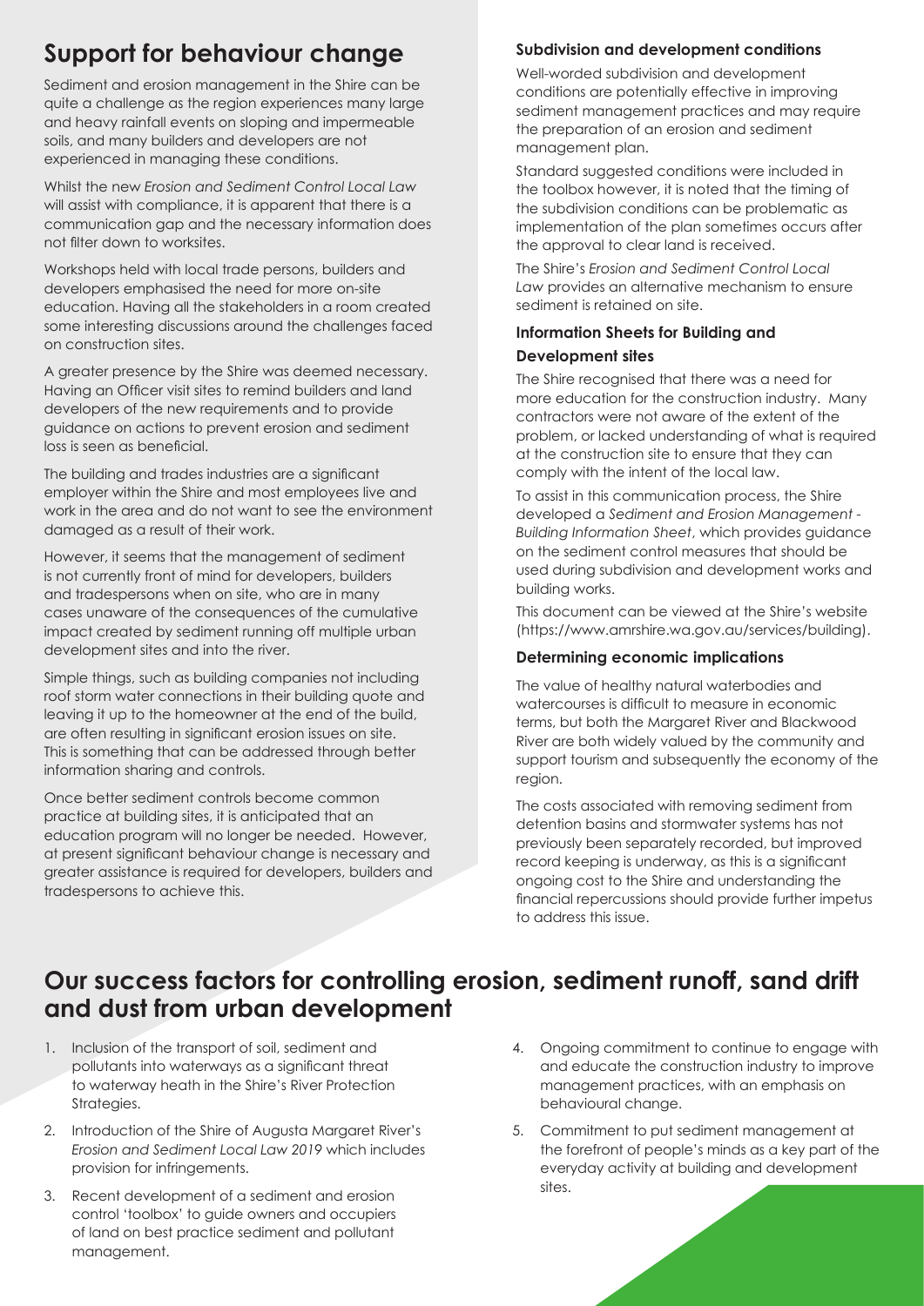## Support for behaviour change

Sediment and erosion management in the Shire can be quite a challenge as the region experiences many large and heavy rainfall events on sloping and impermeable soils, and many builders and developers are not experienced in managing these conditions.

Whilst the new *Erosion and Sediment Control Local Law* will assist with compliance, it is apparent that there is a communication gap and the necessary information does not filter down to worksites.

Workshops held with local trade persons, builders and developers emphasised the need for more on-site education. Having all the stakeholders in a room created some interesting discussions around the challenges faced on construction sites.

A greater presence by the Shire was deemed necessary. Having an Officer visit sites to remind builders and land developers of the new requirements and to provide guidance on actions to prevent erosion and sediment loss is seen as beneficial.

The building and trades industries are a significant employer within the Shire and most employees live and work in the area and do not want to see the environment damaged as a result of their work.

However, it seems that the management of sediment is not currently front of mind for developers, builders and tradespersons when on site, who are in many cases unaware of the consequences of the cumulative impact created by sediment running off multiple urban development sites and into the river.

Simple things, such as building companies not including roof storm water connections in their building quote and leaving it up to the homeowner at the end of the build, are often resulting in significant erosion issues on site. This is something that can be addressed through better information sharing and controls.

Once better sediment controls become common practice at building sites, it is anticipated that an education program will no longer be needed. However, at present significant behaviour change is necessary and greater assistance is required for developers, builders and tradespersons to achieve this.

### Subdivision and development conditions

Well-worded subdivision and development conditions are potentially effective in improving sediment management practices and may require the preparation of an erosion and sediment management plan.

Standard suggested conditions were included in the toolbox however, it is noted that the timing of the subdivision conditions can be problematic as implementation of the plan sometimes occurs after the approval to clear land is received.

The Shire's *Erosion and Sediment Control Local Law* provides an alternative mechanism to ensure sediment is retained on site.

### Information Sheets for Building and Development sites

The Shire recognised that there was a need for more education for the construction industry. Many contractors were not aware of the extent of the problem, or lacked understanding of what is required at the construction site to ensure that they can comply with the intent of the local law.

To assist in this communication process, the Shire developed a *Sediment and Erosion Management - Building Information Sheet*, which provides guidance on the sediment control measures that should be used during subdivision and development works and building works.

This document can be viewed at the Shire's website (https://www.amrshire.wa.gov.au/services/building).

### Determining economic implications

The value of healthy natural waterbodies and watercourses is difficult to measure in economic terms, but both the Margaret River and Blackwood River are both widely valued by the community and support tourism and subsequently the economy of the region.

The costs associated with removing sediment from detention basins and stormwater systems has not previously been separately recorded, but improved record keeping is underway, as this is a significant ongoing cost to the Shire and understanding the financial repercussions should provide further impetus to address this issue.

## Our success factors for controlling erosion, sediment runoff, sand drift and dust from urban development

1. Inclusion of the transport of soil, sediment and pollutants into waterways as a significant threat to waterway heath in the Shire's River Protection Strategies.
2. Introduction of the Shire of Augusta Margaret River's *Erosion and Sediment Local Law 2019* which includes provision for infringements.
3. Recent development of a sediment and erosion control 'toolbox' to guide owners and occupiers of land on best practice sediment and pollutant management.
4. Ongoing commitment to continue to engage with and educate the construction industry to improve management practices, with an emphasis on behavioural change.
5. Commitment to put sediment management at the forefront of people's minds as a key part of the everyday activity at building and development sites.